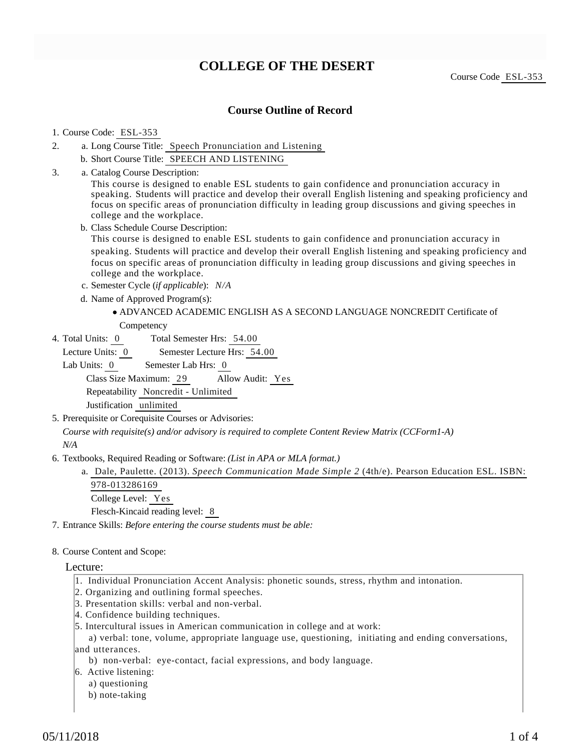# COLLEGE OF THE DESERT

Course Code ESL-353

## Course Outline of Record

1. Course Code: ESL-353
2. a. Long Course Title: Speech Pronunciation and Listening
   b. Short Course Title: SPEECH AND LISTENING
3. a. Catalog Course Description:
   This course is designed to enable ESL students to gain confidence and pronunciation accuracy in speaking. Students will practice and develop their overall English listening and speaking proficiency and focus on specific areas of pronunciation difficulty in leading group discussions and giving speeches in college and the workplace.
   b. Class Schedule Course Description:
   This course is designed to enable ESL students to gain confidence and pronunciation accuracy in speaking. Students will practice and develop their overall English listening and speaking proficiency and focus on specific areas of pronunciation difficulty in leading group discussions and giving speeches in college and the workplace.
   c. Semester Cycle (*if applicable*): *N/A*
   d. Name of Approved Program(s):
      - ADVANCED ACADEMIC ENGLISH AS A SECOND LANGUAGE NONCREDIT Certificate of Competency
4. Total Units: 0 Total Semester Hrs: 54.00
   Lecture Units: 0 Semester Lecture Hrs: 54.00
   Lab Units: 0 Semester Lab Hrs: 0
   Class Size Maximum: 29 Allow Audit: Yes
   Repeatability Noncredit - Unlimited
   Justification unlimited
5. Prerequisite or Corequisite Courses or Advisories:
   *Course with requisite(s) and/or advisory is required to complete Content Review Matrix (CCForm1-A)*
   *N/A*
6. Textbooks, Required Reading or Software: *(List in APA or MLA format.)*
   a. Dale, Paulette. (2013). *Speech Communication Made Simple 2* (4th/e). Pearson Education ESL. ISBN: 978-013286169
      College Level: Yes
      Flesch-Kincaid reading level: 8
7. Entrance Skills: *Before entering the course students must be able:*
8. Course Content and Scope:

Lecture:

1. Individual Pronunciation Accent Analysis: phonetic sounds, stress, rhythm and intonation.
2. Organizing and outlining formal speeches.
3. Presentation skills: verbal and non-verbal.
4. Confidence building techniques.
5. Intercultural issues in American communication in college and at work:
   a) verbal: tone, volume, appropriate language use, questioning, initiating and ending conversations, and utterances.
   b) non-verbal: eye-contact, facial expressions, and body language.
6. Active listening:
   a) questioning
   b) note-taking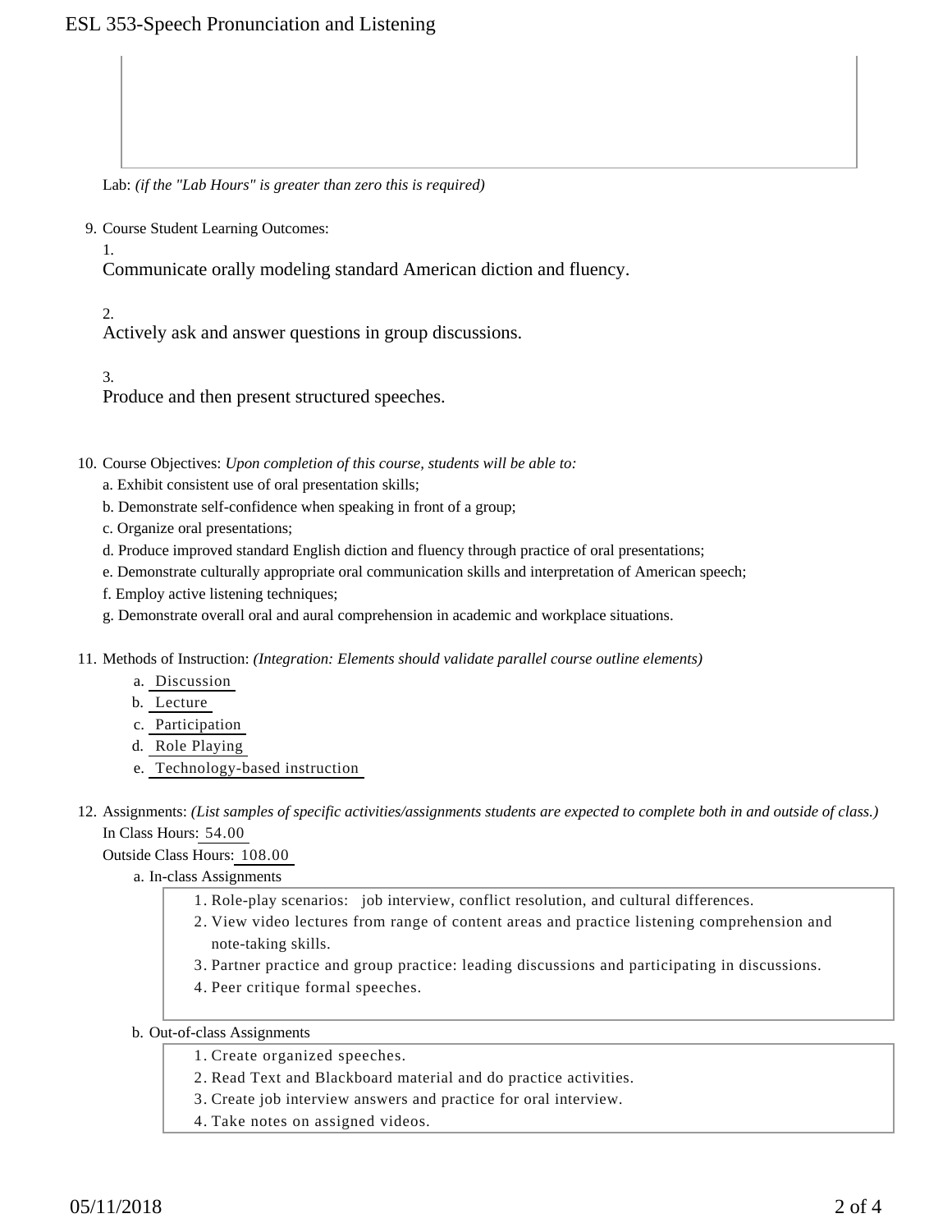Lab: *(if the "Lab Hours" is greater than zero this is required)*

9. Course Student Learning Outcomes:

   1. Communicate orally modeling standard American diction and fluency.

   2. Actively ask and answer questions in group discussions.

   3. Produce and then present structured speeches.

10. Course Objectives: *Upon completion of this course, students will be able to:*

    a. Exhibit consistent use of oral presentation skills;

    b. Demonstrate self-confidence when speaking in front of a group;

    c. Organize oral presentations;

    d. Produce improved standard English diction and fluency through practice of oral presentations;

    e. Demonstrate culturally appropriate oral communication skills and interpretation of American speech;

    f. Employ active listening techniques;

    g. Demonstrate overall oral and aural comprehension in academic and workplace situations.

11. Methods of Instruction: *(Integration: Elements should validate parallel course outline elements)*

    a. Discussion
    b. Lecture
    c. Participation
    d. Role Playing
    e. Technology-based instruction

12. Assignments: *(List samples of specific activities/assignments students are expected to complete both in and outside of class.)*

    In Class Hours: 54.00

    Outside Class Hours: 108.00

    a. In-class Assignments

       1. Role-play scenarios: job interview, conflict resolution, and cultural differences.
       2. View video lectures from range of content areas and practice listening comprehension and note-taking skills.
       3. Partner practice and group practice: leading discussions and participating in discussions.
       4. Peer critique formal speeches.

    b. Out-of-class Assignments

       1. Create organized speeches.
       2. Read Text and Blackboard material and do practice activities.
       3. Create job interview answers and practice for oral interview.
       4. Take notes on assigned videos.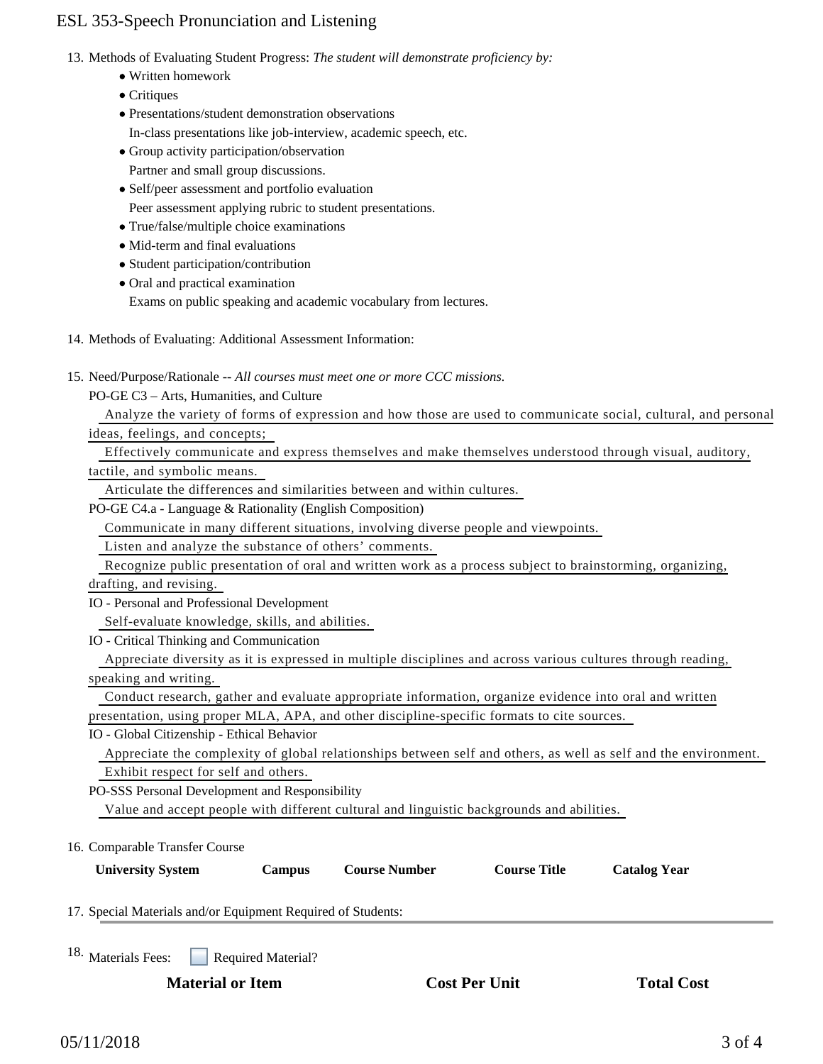13. Methods of Evaluating Student Progress: *The student will demonstrate proficiency by:*
    - Written homework
    - Critiques
    - Presentations/student demonstration observations
      In-class presentations like job-interview, academic speech, etc.
    - Group activity participation/observation
      Partner and small group discussions.
    - Self/peer assessment and portfolio evaluation
      Peer assessment applying rubric to student presentations.
    - True/false/multiple choice examinations
    - Mid-term and final evaluations
    - Student participation/contribution
    - Oral and practical examination
      Exams on public speaking and academic vocabulary from lectures.

14. Methods of Evaluating: Additional Assessment Information:

15. Need/Purpose/Rationale -- *All courses must meet one or more CCC missions.*

    PO-GE C3 – Arts, Humanities, and Culture

    Analyze the variety of forms of expression and how those are used to communicate social, cultural, and personal ideas, feelings, and concepts;

    Effectively communicate and express themselves and make themselves understood through visual, auditory, tactile, and symbolic means.

    Articulate the differences and similarities between and within cultures.

    PO-GE C4.a - Language & Rationality (English Composition)

    Communicate in many different situations, involving diverse people and viewpoints.

    Listen and analyze the substance of others' comments.

    Recognize public presentation of oral and written work as a process subject to brainstorming, organizing, drafting, and revising.

    IO - Personal and Professional Development

    Self-evaluate knowledge, skills, and abilities.

    IO - Critical Thinking and Communication

    Appreciate diversity as it is expressed in multiple disciplines and across various cultures through reading, speaking and writing.

    Conduct research, gather and evaluate appropriate information, organize evidence into oral and written presentation, using proper MLA, APA, and other discipline-specific formats to cite sources.

    IO - Global Citizenship - Ethical Behavior

    Appreciate the complexity of global relationships between self and others, as well as self and the environment.

    Exhibit respect for self and others.

    PO-SSS Personal Development and Responsibility

    Value and accept people with different cultural and linguistic backgrounds and abilities.

16. Comparable Transfer Course

| University System | Campus | Course Number | Course Title | Catalog Year |
|---|---|---|---|---|

17. Special Materials and/or Equipment Required of Students:

18. Materials Fees: ☐ Required Material?

| Material or Item | Cost Per Unit | Total Cost |
|---|---|---|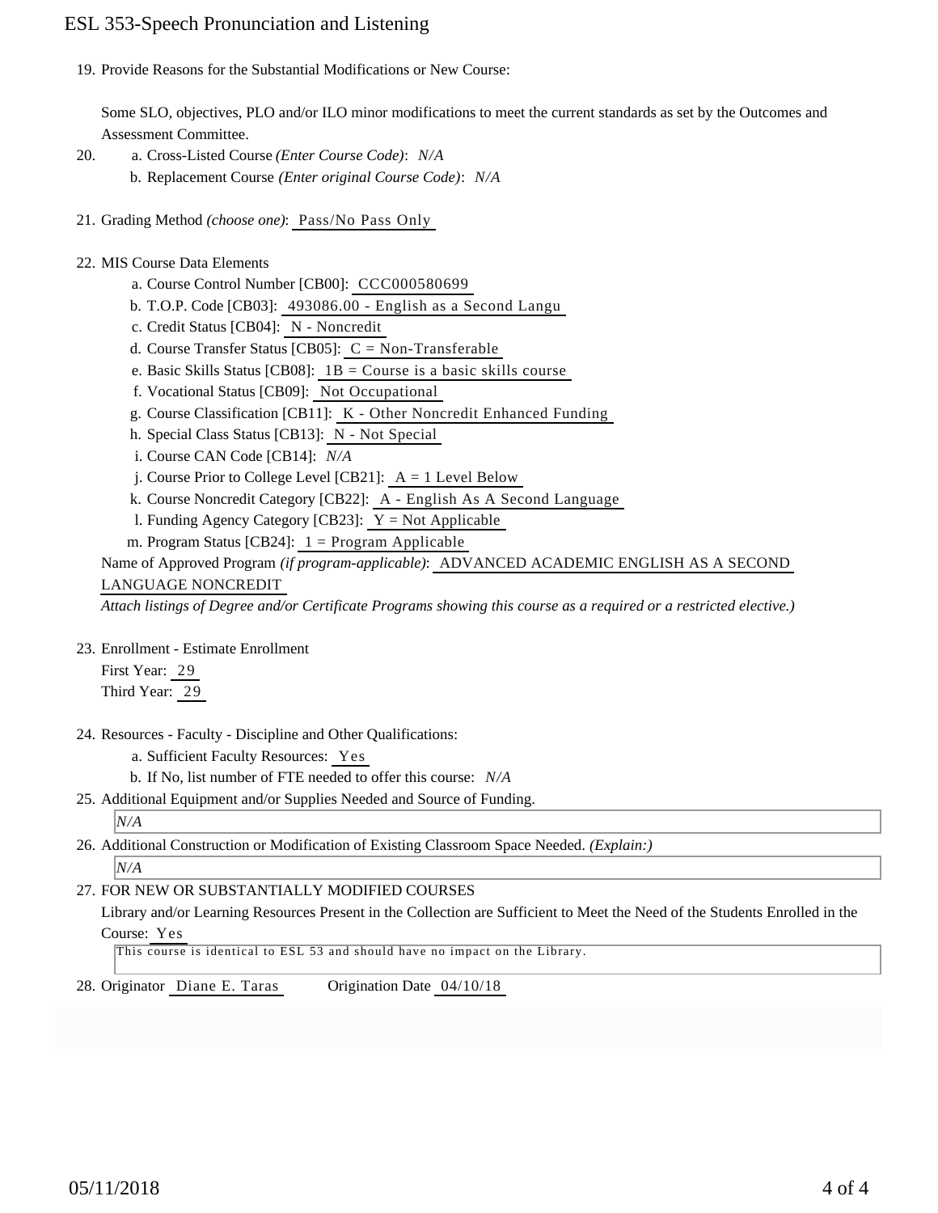19. Provide Reasons for the Substantial Modifications or New Course:

    Some SLO, objectives, PLO and/or ILO minor modifications to meet the current standards as set by the Outcomes and Assessment Committee.

20. a. Cross-Listed Course *(Enter Course Code)*: *N/A*
    b. Replacement Course *(Enter original Course Code)*: *N/A*

21. Grading Method *(choose one)*: Pass/No Pass Only

22. MIS Course Data Elements
    a. Course Control Number [CB00]: CCC000580699
    b. T.O.P. Code [CB03]: 493086.00 - English as a Second Langu
    c. Credit Status [CB04]: N - Noncredit
    d. Course Transfer Status [CB05]: C = Non-Transferable
    e. Basic Skills Status [CB08]: 1B = Course is a basic skills course
    f. Vocational Status [CB09]: Not Occupational
    g. Course Classification [CB11]: K - Other Noncredit Enhanced Funding
    h. Special Class Status [CB13]: N - Not Special
    i. Course CAN Code [CB14]: *N/A*
    j. Course Prior to College Level [CB21]: A = 1 Level Below
    k. Course Noncredit Category [CB22]: A - English As A Second Language
    l. Funding Agency Category [CB23]: Y = Not Applicable
    m. Program Status [CB24]: 1 = Program Applicable

    Name of Approved Program *(if program-applicable)*: ADVANCED ACADEMIC ENGLISH AS A SECOND LANGUAGE NONCREDIT

    *Attach listings of Degree and/or Certificate Programs showing this course as a required or a restricted elective.)*

23. Enrollment - Estimate Enrollment
    First Year: 29
    Third Year: 29

24. Resources - Faculty - Discipline and Other Qualifications:
    a. Sufficient Faculty Resources: Yes
    b. If No, list number of FTE needed to offer this course: *N/A*

25. Additional Equipment and/or Supplies Needed and Source of Funding.

    *N/A*

26. Additional Construction or Modification of Existing Classroom Space Needed. *(Explain:)*

    *N/A*

27. FOR NEW OR SUBSTANTIALLY MODIFIED COURSES

    Library and/or Learning Resources Present in the Collection are Sufficient to Meet the Need of the Students Enrolled in the Course: Yes

    This course is identical to ESL 53 and should have no impact on the Library.

28. Originator Diane E. Taras Origination Date 04/10/18